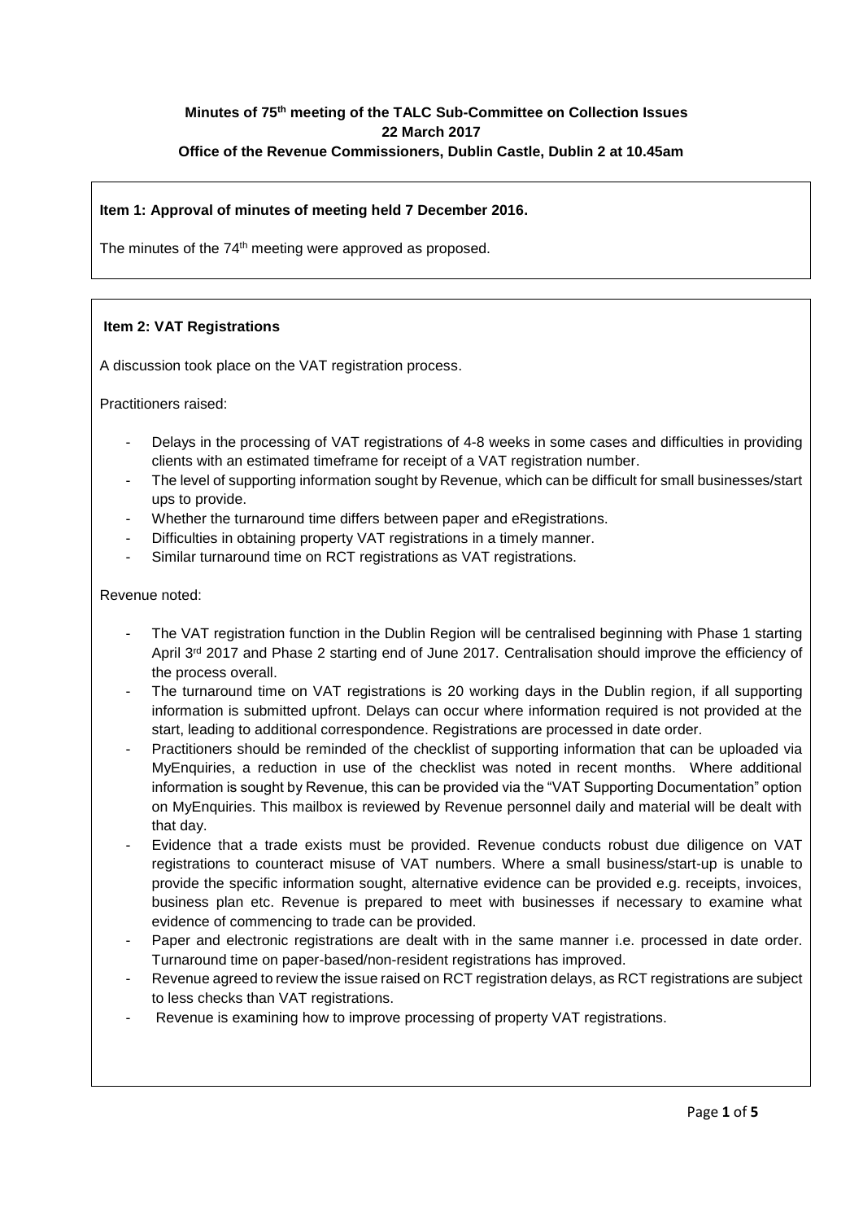**Minutes of 75th meeting of the TALC Sub-Committee on Collection Issues**
**22 March 2017**
**Office of the Revenue Commissioners, Dublin Castle, Dublin 2 at 10.45am**

**Item 1: Approval of minutes of meeting held 7 December 2016.**

The minutes of the 74th meeting were approved as proposed.

**Item 2: VAT Registrations**

A discussion took place on the VAT registration process.

Practitioners raised:

- Delays in the processing of VAT registrations of 4-8 weeks in some cases and difficulties in providing clients with an estimated timeframe for receipt of a VAT registration number.
- The level of supporting information sought by Revenue, which can be difficult for small businesses/start ups to provide.
- Whether the turnaround time differs between paper and eRegistrations.
- Difficulties in obtaining property VAT registrations in a timely manner.
- Similar turnaround time on RCT registrations as VAT registrations.

Revenue noted:

- The VAT registration function in the Dublin Region will be centralised beginning with Phase 1 starting April 3rd 2017 and Phase 2 starting end of June 2017. Centralisation should improve the efficiency of the process overall.
- The turnaround time on VAT registrations is 20 working days in the Dublin region, if all supporting information is submitted upfront. Delays can occur where information required is not provided at the start, leading to additional correspondence. Registrations are processed in date order.
- Practitioners should be reminded of the checklist of supporting information that can be uploaded via MyEnquiries, a reduction in use of the checklist was noted in recent months. Where additional information is sought by Revenue, this can be provided via the "VAT Supporting Documentation" option on MyEnquiries. This mailbox is reviewed by Revenue personnel daily and material will be dealt with that day.
- Evidence that a trade exists must be provided. Revenue conducts robust due diligence on VAT registrations to counteract misuse of VAT numbers. Where a small business/start-up is unable to provide the specific information sought, alternative evidence can be provided e.g. receipts, invoices, business plan etc. Revenue is prepared to meet with businesses if necessary to examine what evidence of commencing to trade can be provided.
- Paper and electronic registrations are dealt with in the same manner i.e. processed in date order. Turnaround time on paper-based/non-resident registrations has improved.
- Revenue agreed to review the issue raised on RCT registration delays, as RCT registrations are subject to less checks than VAT registrations.
- Revenue is examining how to improve processing of property VAT registrations.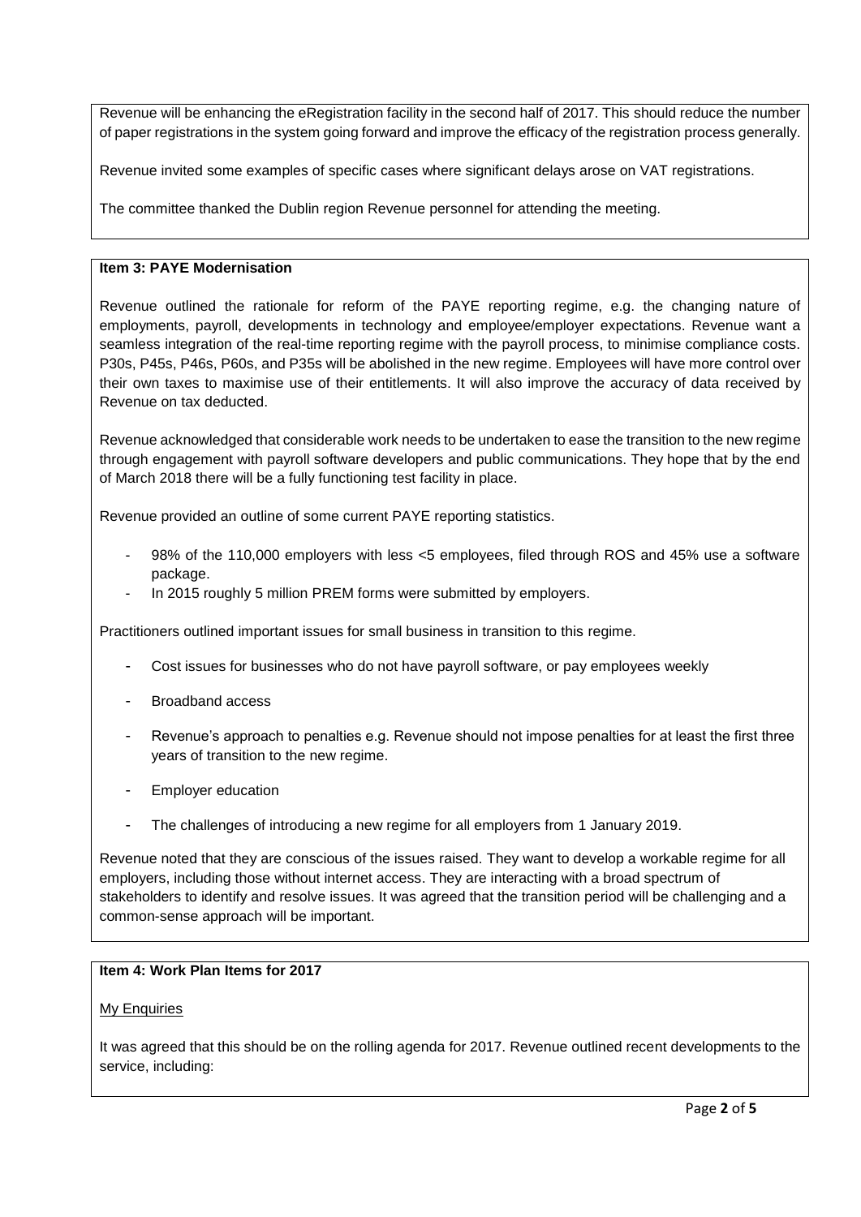Revenue will be enhancing the eRegistration facility in the second half of 2017. This should reduce the number of paper registrations in the system going forward and improve the efficacy of the registration process generally.

Revenue invited some examples of specific cases where significant delays arose on VAT registrations.

The committee thanked the Dublin region Revenue personnel for attending the meeting.

**Item 3: PAYE Modernisation**

Revenue outlined the rationale for reform of the PAYE reporting regime, e.g. the changing nature of employments, payroll, developments in technology and employee/employer expectations. Revenue want a seamless integration of the real-time reporting regime with the payroll process, to minimise compliance costs. P30s, P45s, P46s, P60s, and P35s will be abolished in the new regime. Employees will have more control over their own taxes to maximise use of their entitlements. It will also improve the accuracy of data received by Revenue on tax deducted.

Revenue acknowledged that considerable work needs to be undertaken to ease the transition to the new regime through engagement with payroll software developers and public communications. They hope that by the end of March 2018 there will be a fully functioning test facility in place.

Revenue provided an outline of some current PAYE reporting statistics.

- 98% of the 110,000 employers with less <5 employees, filed through ROS and 45% use a software package.
- In 2015 roughly 5 million PREM forms were submitted by employers.

Practitioners outlined important issues for small business in transition to this regime.

- Cost issues for businesses who do not have payroll software, or pay employees weekly
- Broadband access
- Revenue's approach to penalties e.g. Revenue should not impose penalties for at least the first three years of transition to the new regime.
- Employer education
- The challenges of introducing a new regime for all employers from 1 January 2019.

Revenue noted that they are conscious of the issues raised. They want to develop a workable regime for all employers, including those without internet access. They are interacting with a broad spectrum of stakeholders to identify and resolve issues. It was agreed that the transition period will be challenging and a common-sense approach will be important.

**Item 4: Work Plan Items for 2017**

My Enquiries

It was agreed that this should be on the rolling agenda for 2017. Revenue outlined recent developments to the service, including: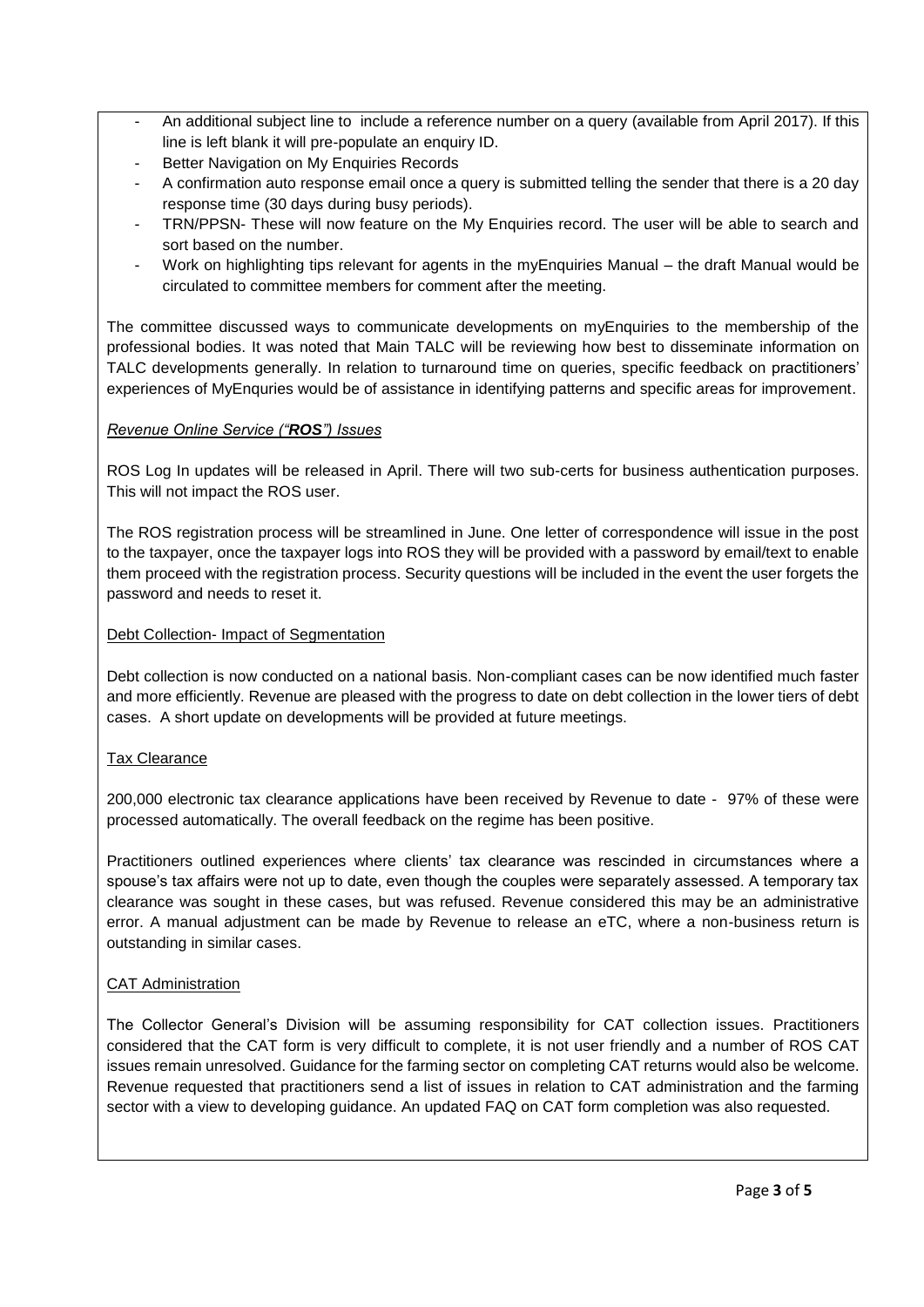- An additional subject line to include a reference number on a query (available from April 2017). If this line is left blank it will pre-populate an enquiry ID.
- Better Navigation on My Enquiries Records
- A confirmation auto response email once a query is submitted telling the sender that there is a 20 day response time (30 days during busy periods).
- TRN/PPSN- These will now feature on the My Enquiries record. The user will be able to search and sort based on the number.
- Work on highlighting tips relevant for agents in the myEnquiries Manual – the draft Manual would be circulated to committee members for comment after the meeting.

The committee discussed ways to communicate developments on myEnquiries to the membership of the professional bodies. It was noted that Main TALC will be reviewing how best to disseminate information on TALC developments generally. In relation to turnaround time on queries, specific feedback on practitioners' experiences of MyEnqurries would be of assistance in identifying patterns and specific areas for improvement.

*Revenue Online Service ("**ROS**") Issues*

ROS Log In updates will be released in April. There will two sub-certs for business authentication purposes. This will not impact the ROS user.

The ROS registration process will be streamlined in June. One letter of correspondence will issue in the post to the taxpayer, once the taxpayer logs into ROS they will be provided with a password by email/text to enable them proceed with the registration process. Security questions will be included in the event the user forgets the password and needs to reset it.

Debt Collection- Impact of Segmentation

Debt collection is now conducted on a national basis. Non-compliant cases can be now identified much faster and more efficiently. Revenue are pleased with the progress to date on debt collection in the lower tiers of debt cases. A short update on developments will be provided at future meetings.

Tax Clearance

200,000 electronic tax clearance applications have been received by Revenue to date - 97% of these were processed automatically. The overall feedback on the regime has been positive.

Practitioners outlined experiences where clients' tax clearance was rescinded in circumstances where a spouse's tax affairs were not up to date, even though the couples were separately assessed. A temporary tax clearance was sought in these cases, but was refused. Revenue considered this may be an administrative error. A manual adjustment can be made by Revenue to release an eTC, where a non-business return is outstanding in similar cases.

CAT Administration

The Collector General's Division will be assuming responsibility for CAT collection issues. Practitioners considered that the CAT form is very difficult to complete, it is not user friendly and a number of ROS CAT issues remain unresolved. Guidance for the farming sector on completing CAT returns would also be welcome. Revenue requested that practitioners send a list of issues in relation to CAT administration and the farming sector with a view to developing guidance. An updated FAQ on CAT form completion was also requested.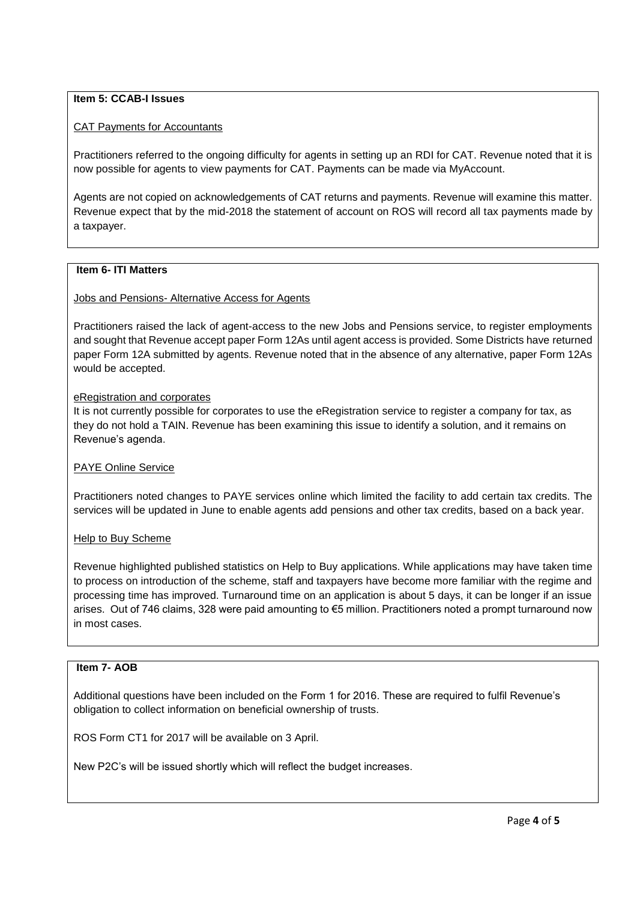**Item 5: CCAB-I Issues**

CAT Payments for Accountants

Practitioners referred to the ongoing difficulty for agents in setting up an RDI for CAT. Revenue noted that it is now possible for agents to view payments for CAT. Payments can be made via MyAccount.

Agents are not copied on acknowledgements of CAT returns and payments. Revenue will examine this matter. Revenue expect that by the mid-2018 the statement of account on ROS will record all tax payments made by a taxpayer.

**Item 6- ITI Matters**

Jobs and Pensions- Alternative Access for Agents

Practitioners raised the lack of agent-access to the new Jobs and Pensions service, to register employments and sought that Revenue accept paper Form 12As until agent access is provided. Some Districts have returned paper Form 12A submitted by agents. Revenue noted that in the absence of any alternative, paper Form 12As would be accepted.

eRegistration and corporates

It is not currently possible for corporates to use the eRegistration service to register a company for tax, as they do not hold a TAIN. Revenue has been examining this issue to identify a solution, and it remains on Revenue's agenda.

PAYE Online Service

Practitioners noted changes to PAYE services online which limited the facility to add certain tax credits. The services will be updated in June to enable agents add pensions and other tax credits, based on a back year.

Help to Buy Scheme

Revenue highlighted published statistics on Help to Buy applications. While applications may have taken time to process on introduction of the scheme, staff and taxpayers have become more familiar with the regime and processing time has improved. Turnaround time on an application is about 5 days, it can be longer if an issue arises. Out of 746 claims, 328 were paid amounting to €5 million. Practitioners noted a prompt turnaround now in most cases.

**Item 7- AOB**

Additional questions have been included on the Form 1 for 2016. These are required to fulfil Revenue's obligation to collect information on beneficial ownership of trusts.

ROS Form CT1 for 2017 will be available on 3 April.

New P2C's will be issued shortly which will reflect the budget increases.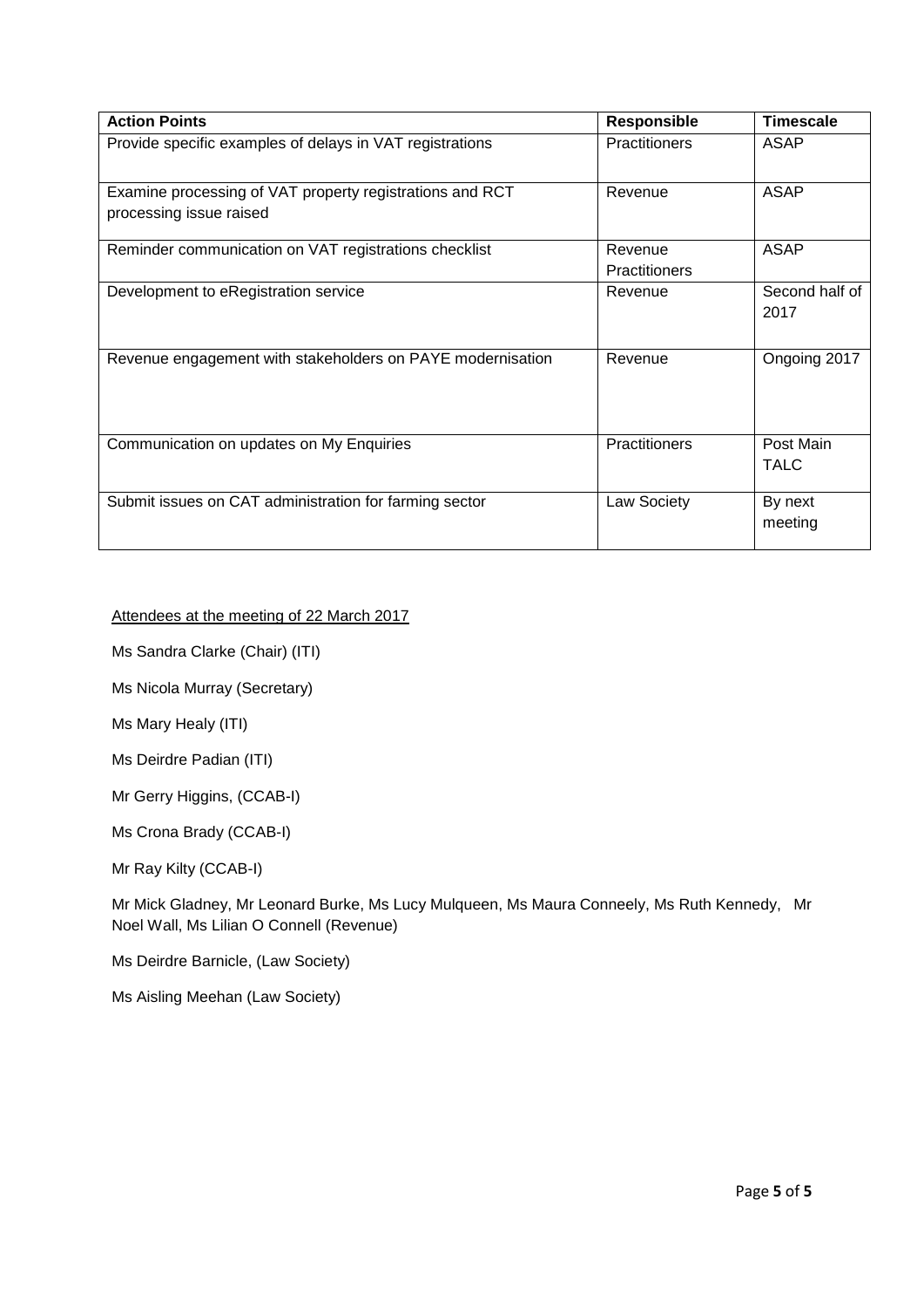| Action Points | Responsible | Timescale |
|---|---|---|
| Provide specific examples of delays in VAT registrations | Practitioners | ASAP |
| Examine processing of VAT property registrations and RCT processing issue raised | Revenue | ASAP |
| Reminder communication on VAT registrations checklist | Revenue Practitioners | ASAP |
| Development to eRegistration service | Revenue | Second half of 2017 |
| Revenue engagement with stakeholders on PAYE modernisation | Revenue | Ongoing 2017 |
| Communication on updates on My Enquiries | Practitioners | Post Main TALC |
| Submit issues on CAT administration for farming sector | Law Society | By next meeting |

<u>Attendees at the meeting of 22 March 2017</u>

Ms Sandra Clarke (Chair) (ITI)

Ms Nicola Murray (Secretary)

Ms Mary Healy (ITI)

Ms Deirdre Padian (ITI)

Mr Gerry Higgins, (CCAB-I)

Ms Crona Brady (CCAB-I)

Mr Ray Kilty (CCAB-I)

Mr Mick Gladney, Mr Leonard Burke, Ms Lucy Mulqueen, Ms Maura Conneely, Ms Ruth Kennedy, Mr Noel Wall, Ms Lilian O Connell (Revenue)

Ms Deirdre Barnicle, (Law Society)

Ms Aisling Meehan (Law Society)